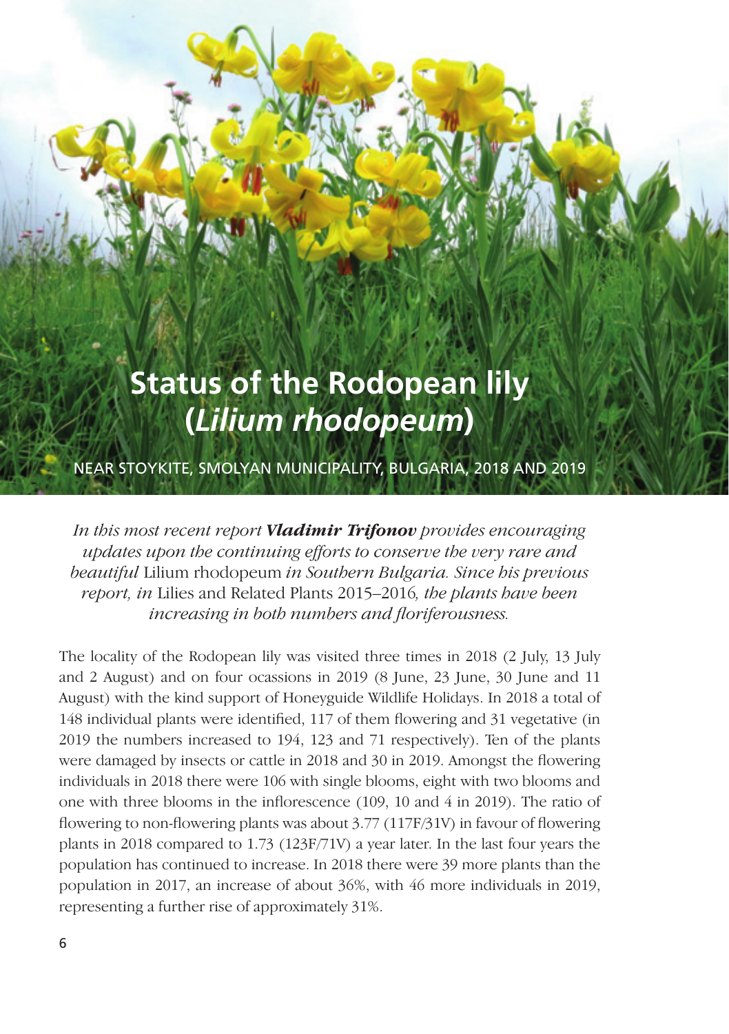# Status of the Rodopean lily (*Lilium rhodopeum*)

## NEAR STOYKITE, SMOLYAN MUNICIPALITY, BULGARIA, 2018 AND 2019

*In this most recent report **Vladimir Trifonov** provides encouraging updates upon the continuing efforts to conserve the very rare and beautiful* Lilium rhodopeum *in Southern Bulgaria. Since his previous report, in* Lilies and Related Plants 2015–2016*, the plants have been increasing in both numbers and floriferousness.*

The locality of the Rodopean lily was visited three times in 2018 (2 July, 13 July and 2 August) and on four ocassions in 2019 (8 June, 23 June, 30 June and 11 August) with the kind support of Honeyguide Wildlife Holidays. In 2018 a total of 148 individual plants were identified, 117 of them flowering and 31 vegetative (in 2019 the numbers increased to 194, 123 and 71 respectively). Ten of the plants were damaged by insects or cattle in 2018 and 30 in 2019. Amongst the flowering individuals in 2018 there were 106 with single blooms, eight with two blooms and one with three blooms in the inflorescence (109, 10 and 4 in 2019). The ratio of flowering to non-flowering plants was about 3.77 (117F/31V) in favour of flowering plants in 2018 compared to 1.73 (123F/71V) a year later. In the last four years the population has continued to increase. In 2018 there were 39 more plants than the population in 2017, an increase of about 36%, with 46 more individuals in 2019, representing a further rise of approximately 31%.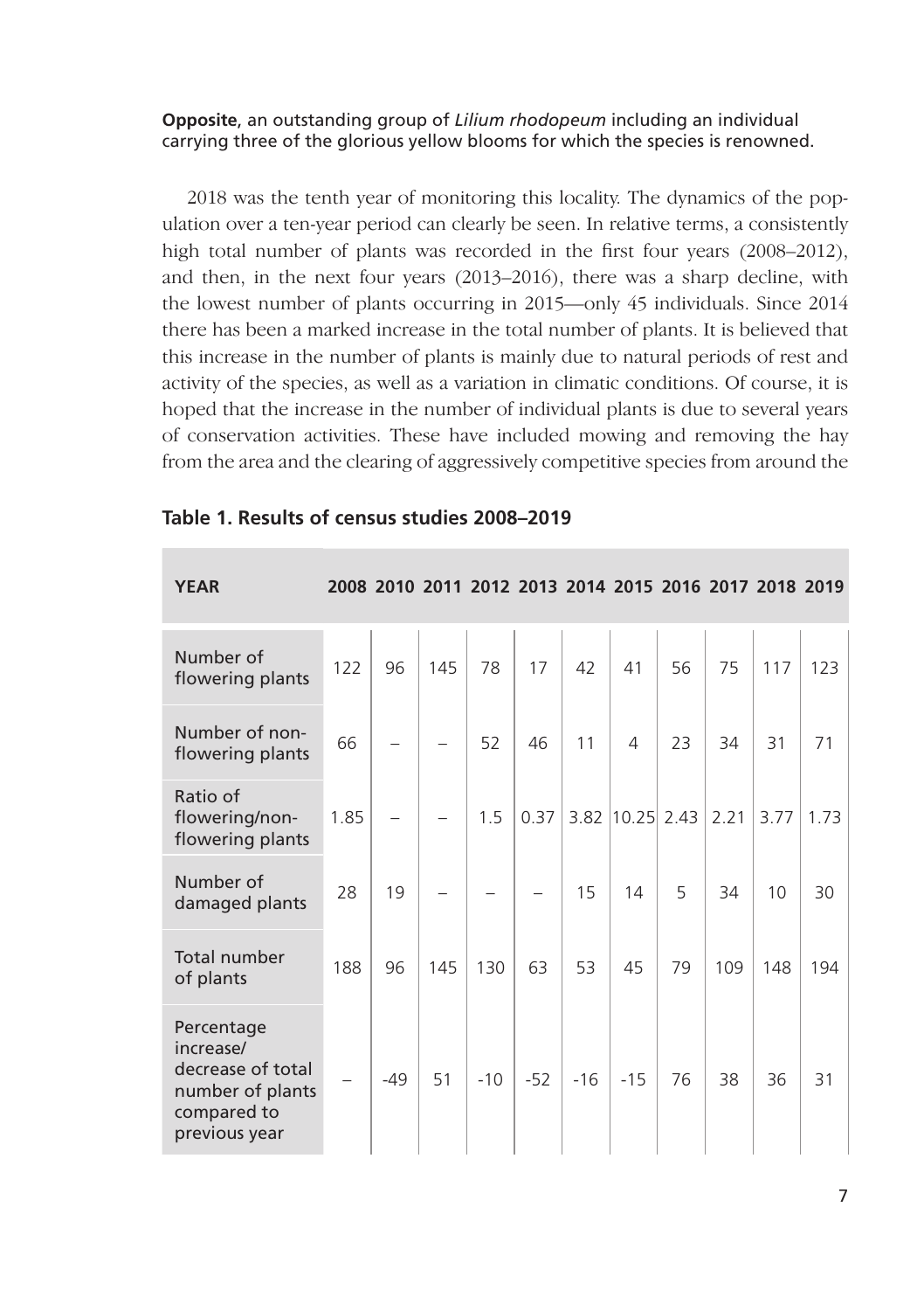**Opposite**, an outstanding group of *Lilium rhodopeum* including an individual carrying three of the glorious yellow blooms for which the species is renowned.

2018 was the tenth year of monitoring this locality. The dynamics of the population over a ten-year period can clearly be seen. In relative terms, a consistently high total number of plants was recorded in the first four years (2008–2012), and then, in the next four years (2013–2016), there was a sharp decline, with the lowest number of plants occurring in 2015—only 45 individuals. Since 2014 there has been a marked increase in the total number of plants. It is believed that this increase in the number of plants is mainly due to natural periods of rest and activity of the species, as well as a variation in climatic conditions. Of course, it is hoped that the increase in the number of individual plants is due to several years of conservation activities. These have included mowing and removing the hay from the area and the clearing of aggressively competitive species from around the

**Table 1. Results of census studies 2008–2019**

| YEAR | 2008 | 2010 | 2011 | 2012 | 2013 | 2014 | 2015 | 2016 | 2017 | 2018 | 2019 |
|---|---|---|---|---|---|---|---|---|---|---|---|
| Number of flowering plants | 122 | 96 | 145 | 78 | 17 | 42 | 41 | 56 | 75 | 117 | 123 |
| Number of non-flowering plants | 66 | – | – | 52 | 46 | 11 | 4 | 23 | 34 | 31 | 71 |
| Ratio of flowering/non-flowering plants | 1.85 | – | – | 1.5 | 0.37 | 3.82 | 10.25 | 2.43 | 2.21 | 3.77 | 1.73 |
| Number of damaged plants | 28 | 19 | – | – | – | 15 | 14 | 5 | 34 | 10 | 30 |
| Total number of plants | 188 | 96 | 145 | 130 | 63 | 53 | 45 | 79 | 109 | 148 | 194 |
| Percentage increase/ decrease of total number of plants compared to previous year | – | -49 | 51 | -10 | -52 | -16 | -15 | 76 | 38 | 36 | 31 |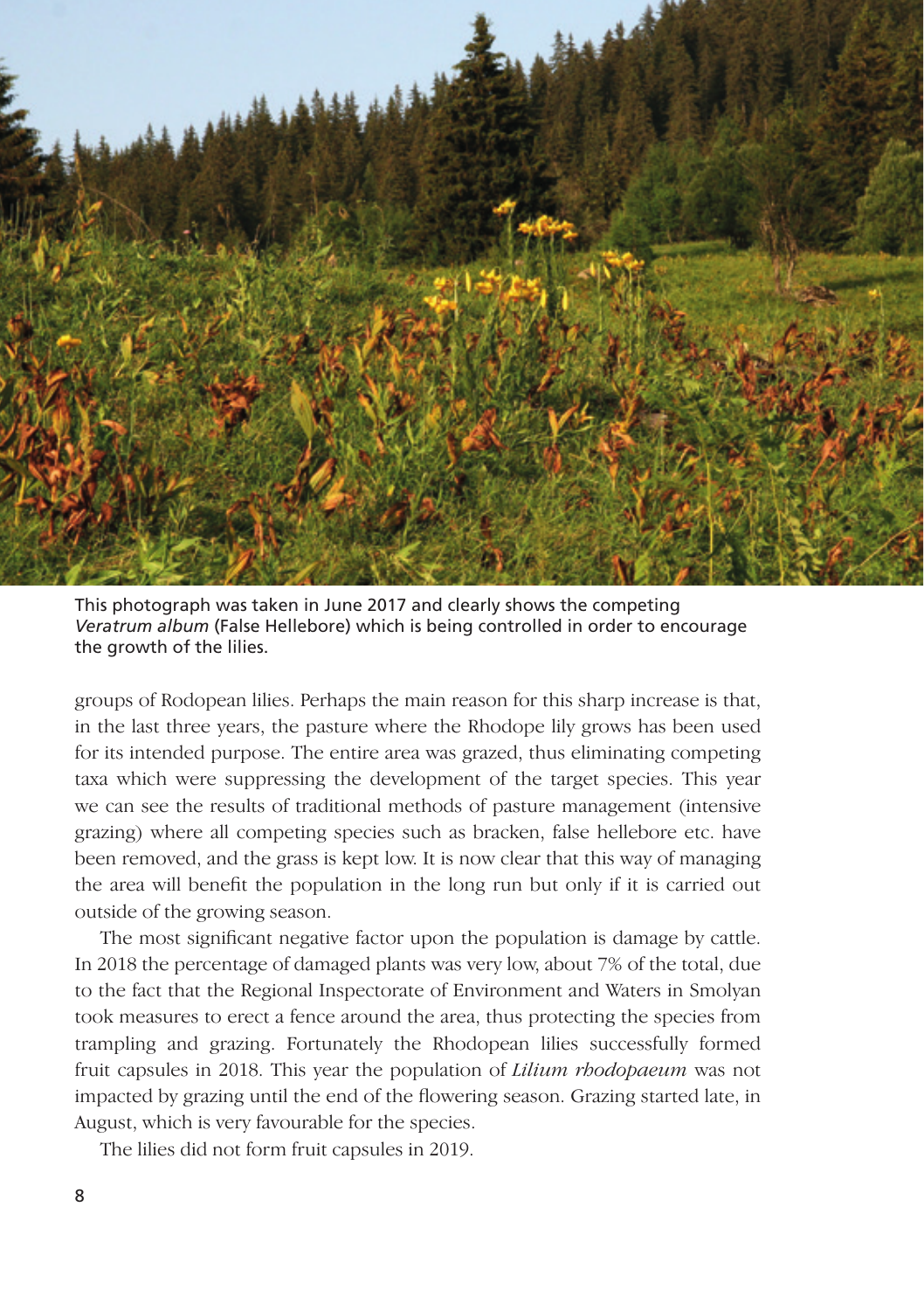This photograph was taken in June 2017 and clearly shows the competing *Veratrum album* (False Hellebore) which is being controlled in order to encourage the growth of the lilies.

groups of Rodopean lilies. Perhaps the main reason for this sharp increase is that, in the last three years, the pasture where the Rhodope lily grows has been used for its intended purpose. The entire area was grazed, thus eliminating competing taxa which were suppressing the development of the target species. This year we can see the results of traditional methods of pasture management (intensive grazing) where all competing species such as bracken, false hellebore etc. have been removed, and the grass is kept low. It is now clear that this way of managing the area will benefit the population in the long run but only if it is carried out outside of the growing season.

The most significant negative factor upon the population is damage by cattle. In 2018 the percentage of damaged plants was very low, about 7% of the total, due to the fact that the Regional Inspectorate of Environment and Waters in Smolyan took measures to erect a fence around the area, thus protecting the species from trampling and grazing. Fortunately the Rhodopean lilies successfully formed fruit capsules in 2018. This year the population of *Lilium rhodopaeum* was not impacted by grazing until the end of the flowering season. Grazing started late, in August, which is very favourable for the species.

The lilies did not form fruit capsules in 2019.